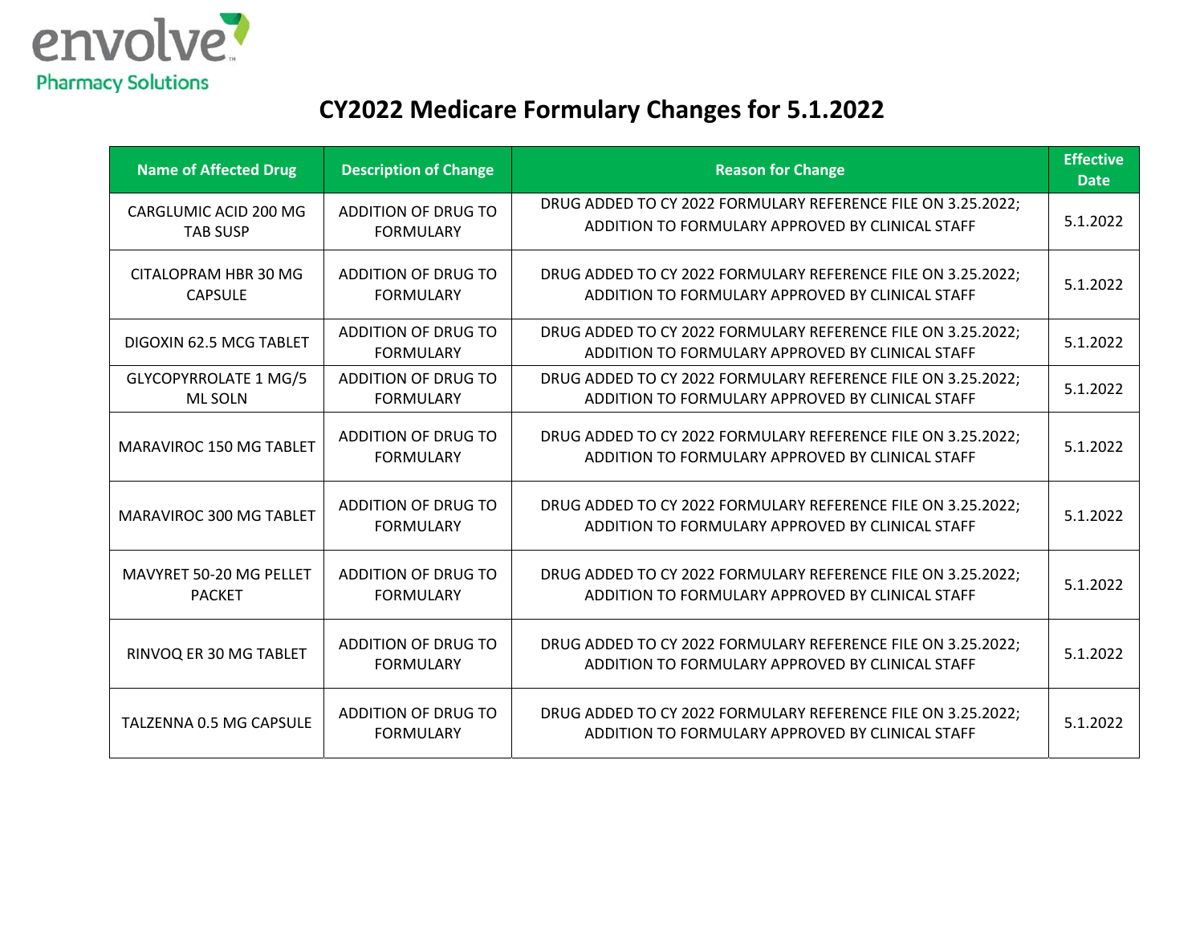envolve Pharmacy Solutions

# CY2022 Medicare Formulary Changes for 5.1.2022

| Name of Affected Drug | Description of Change | Reason for Change | Effective Date |
|---|---|---|---|
| CARGLUMIC ACID 200 MG TAB SUSP | ADDITION OF DRUG TO FORMULARY | DRUG ADDED TO CY 2022 FORMULARY REFERENCE FILE ON 3.25.2022; ADDITION TO FORMULARY APPROVED BY CLINICAL STAFF | 5.1.2022 |
| CITALOPRAM HBR 30 MG CAPSULE | ADDITION OF DRUG TO FORMULARY | DRUG ADDED TO CY 2022 FORMULARY REFERENCE FILE ON 3.25.2022; ADDITION TO FORMULARY APPROVED BY CLINICAL STAFF | 5.1.2022 |
| DIGOXIN 62.5 MCG TABLET | ADDITION OF DRUG TO FORMULARY | DRUG ADDED TO CY 2022 FORMULARY REFERENCE FILE ON 3.25.2022; ADDITION TO FORMULARY APPROVED BY CLINICAL STAFF | 5.1.2022 |
| GLYCOPYRROLATE 1 MG/5 ML SOLN | ADDITION OF DRUG TO FORMULARY | DRUG ADDED TO CY 2022 FORMULARY REFERENCE FILE ON 3.25.2022; ADDITION TO FORMULARY APPROVED BY CLINICAL STAFF | 5.1.2022 |
| MARAVIROC 150 MG TABLET | ADDITION OF DRUG TO FORMULARY | DRUG ADDED TO CY 2022 FORMULARY REFERENCE FILE ON 3.25.2022; ADDITION TO FORMULARY APPROVED BY CLINICAL STAFF | 5.1.2022 |
| MARAVIROC 300 MG TABLET | ADDITION OF DRUG TO FORMULARY | DRUG ADDED TO CY 2022 FORMULARY REFERENCE FILE ON 3.25.2022; ADDITION TO FORMULARY APPROVED BY CLINICAL STAFF | 5.1.2022 |
| MAVYRET 50-20 MG PELLET PACKET | ADDITION OF DRUG TO FORMULARY | DRUG ADDED TO CY 2022 FORMULARY REFERENCE FILE ON 3.25.2022; ADDITION TO FORMULARY APPROVED BY CLINICAL STAFF | 5.1.2022 |
| RINVOQ ER 30 MG TABLET | ADDITION OF DRUG TO FORMULARY | DRUG ADDED TO CY 2022 FORMULARY REFERENCE FILE ON 3.25.2022; ADDITION TO FORMULARY APPROVED BY CLINICAL STAFF | 5.1.2022 |
| TALZENNA 0.5 MG CAPSULE | ADDITION OF DRUG TO FORMULARY | DRUG ADDED TO CY 2022 FORMULARY REFERENCE FILE ON 3.25.2022; ADDITION TO FORMULARY APPROVED BY CLINICAL STAFF | 5.1.2022 |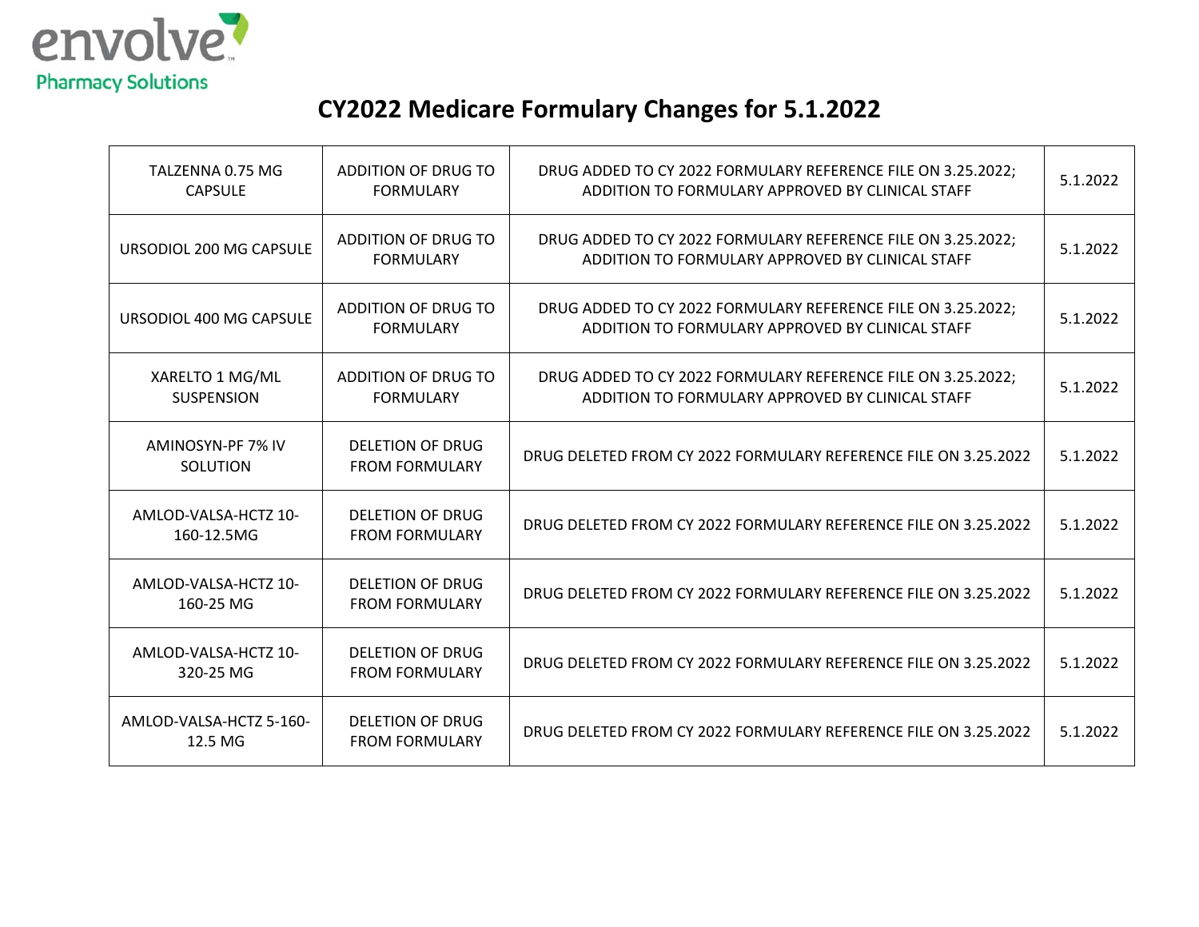# CY2022 Medicare Formulary Changes for 5.1.2022

| | | | |
|---|---|---|---|
| TALZENNA 0.75 MG CAPSULE | ADDITION OF DRUG TO FORMULARY | DRUG ADDED TO CY 2022 FORMULARY REFERENCE FILE ON 3.25.2022; ADDITION TO FORMULARY APPROVED BY CLINICAL STAFF | 5.1.2022 |
| URSODIOL 200 MG CAPSULE | ADDITION OF DRUG TO FORMULARY | DRUG ADDED TO CY 2022 FORMULARY REFERENCE FILE ON 3.25.2022; ADDITION TO FORMULARY APPROVED BY CLINICAL STAFF | 5.1.2022 |
| URSODIOL 400 MG CAPSULE | ADDITION OF DRUG TO FORMULARY | DRUG ADDED TO CY 2022 FORMULARY REFERENCE FILE ON 3.25.2022; ADDITION TO FORMULARY APPROVED BY CLINICAL STAFF | 5.1.2022 |
| XARELTO 1 MG/ML SUSPENSION | ADDITION OF DRUG TO FORMULARY | DRUG ADDED TO CY 2022 FORMULARY REFERENCE FILE ON 3.25.2022; ADDITION TO FORMULARY APPROVED BY CLINICAL STAFF | 5.1.2022 |
| AMINOSYN-PF 7% IV SOLUTION | DELETION OF DRUG FROM FORMULARY | DRUG DELETED FROM CY 2022 FORMULARY REFERENCE FILE ON 3.25.2022 | 5.1.2022 |
| AMLOD-VALSA-HCTZ 10-160-12.5MG | DELETION OF DRUG FROM FORMULARY | DRUG DELETED FROM CY 2022 FORMULARY REFERENCE FILE ON 3.25.2022 | 5.1.2022 |
| AMLOD-VALSA-HCTZ 10-160-25 MG | DELETION OF DRUG FROM FORMULARY | DRUG DELETED FROM CY 2022 FORMULARY REFERENCE FILE ON 3.25.2022 | 5.1.2022 |
| AMLOD-VALSA-HCTZ 10-320-25 MG | DELETION OF DRUG FROM FORMULARY | DRUG DELETED FROM CY 2022 FORMULARY REFERENCE FILE ON 3.25.2022 | 5.1.2022 |
| AMLOD-VALSA-HCTZ 5-160-12.5 MG | DELETION OF DRUG FROM FORMULARY | DRUG DELETED FROM CY 2022 FORMULARY REFERENCE FILE ON 3.25.2022 | 5.1.2022 |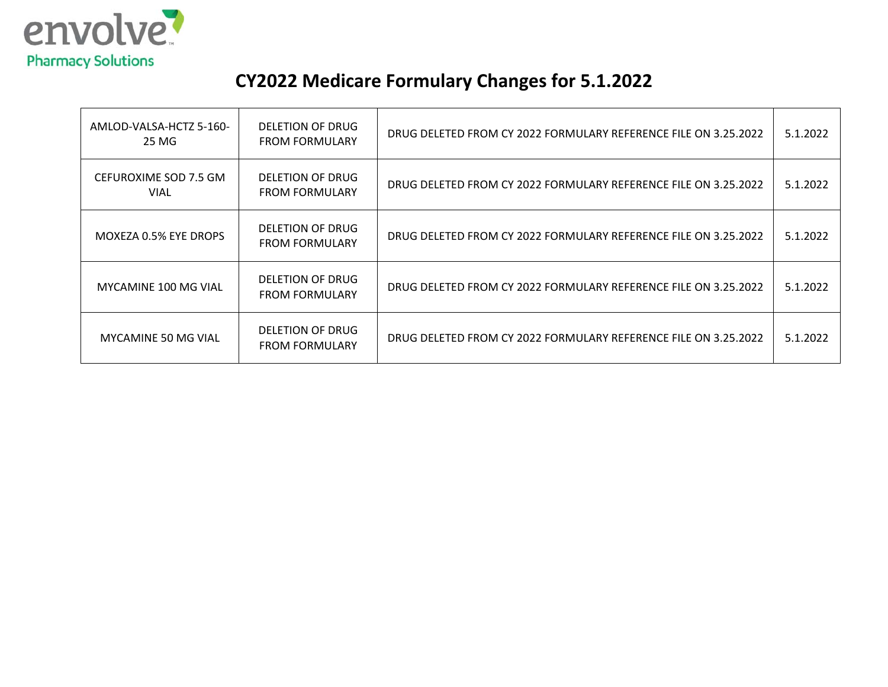envolve Pharmacy Solutions

# CY2022 Medicare Formulary Changes for 5.1.2022

| | | | |
|---|---|---|---|
| AMLOD-VALSA-HCTZ 5-160-25 MG | DELETION OF DRUG FROM FORMULARY | DRUG DELETED FROM CY 2022 FORMULARY REFERENCE FILE ON 3.25.2022 | 5.1.2022 |
| CEFUROXIME SOD 7.5 GM VIAL | DELETION OF DRUG FROM FORMULARY | DRUG DELETED FROM CY 2022 FORMULARY REFERENCE FILE ON 3.25.2022 | 5.1.2022 |
| MOXEZA 0.5% EYE DROPS | DELETION OF DRUG FROM FORMULARY | DRUG DELETED FROM CY 2022 FORMULARY REFERENCE FILE ON 3.25.2022 | 5.1.2022 |
| MYCAMINE 100 MG VIAL | DELETION OF DRUG FROM FORMULARY | DRUG DELETED FROM CY 2022 FORMULARY REFERENCE FILE ON 3.25.2022 | 5.1.2022 |
| MYCAMINE 50 MG VIAL | DELETION OF DRUG FROM FORMULARY | DRUG DELETED FROM CY 2022 FORMULARY REFERENCE FILE ON 3.25.2022 | 5.1.2022 |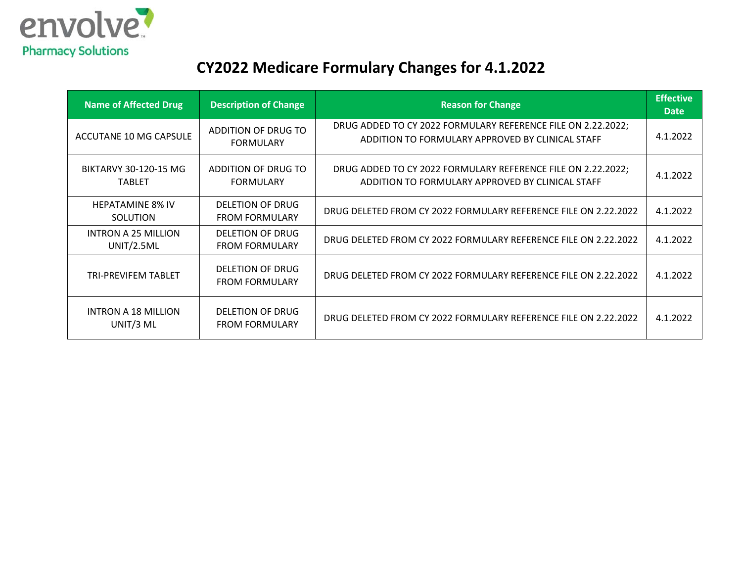envolve Pharmacy Solutions

# CY2022 Medicare Formulary Changes for 4.1.2022

| Name of Affected Drug | Description of Change | Reason for Change | Effective Date |
|---|---|---|---|
| ACCUTANE 10 MG CAPSULE | ADDITION OF DRUG TO FORMULARY | DRUG ADDED TO CY 2022 FORMULARY REFERENCE FILE ON 2.22.2022; ADDITION TO FORMULARY APPROVED BY CLINICAL STAFF | 4.1.2022 |
| BIKTARVY 30-120-15 MG TABLET | ADDITION OF DRUG TO FORMULARY | DRUG ADDED TO CY 2022 FORMULARY REFERENCE FILE ON 2.22.2022; ADDITION TO FORMULARY APPROVED BY CLINICAL STAFF | 4.1.2022 |
| HEPATAMINE 8% IV SOLUTION | DELETION OF DRUG FROM FORMULARY | DRUG DELETED FROM CY 2022 FORMULARY REFERENCE FILE ON 2.22.2022 | 4.1.2022 |
| INTRON A 25 MILLION UNIT/2.5ML | DELETION OF DRUG FROM FORMULARY | DRUG DELETED FROM CY 2022 FORMULARY REFERENCE FILE ON 2.22.2022 | 4.1.2022 |
| TRI-PREVIFEM TABLET | DELETION OF DRUG FROM FORMULARY | DRUG DELETED FROM CY 2022 FORMULARY REFERENCE FILE ON 2.22.2022 | 4.1.2022 |
| INTRON A 18 MILLION UNIT/3 ML | DELETION OF DRUG FROM FORMULARY | DRUG DELETED FROM CY 2022 FORMULARY REFERENCE FILE ON 2.22.2022 | 4.1.2022 |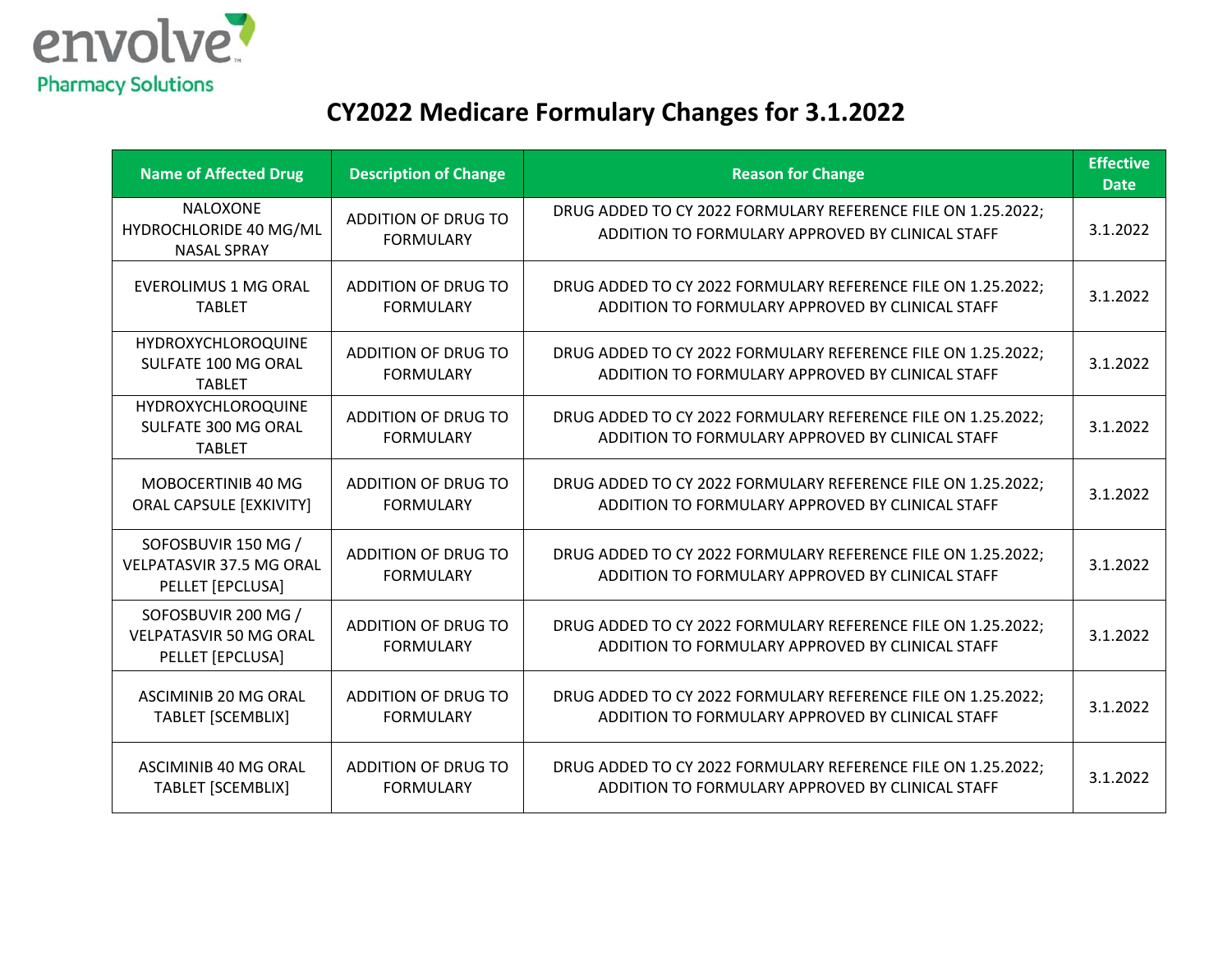envolve Pharmacy Solutions

# CY2022 Medicare Formulary Changes for 3.1.2022

| Name of Affected Drug | Description of Change | Reason for Change | Effective Date |
|---|---|---|---|
| NALOXONE HYDROCHLORIDE 40 MG/ML NASAL SPRAY | ADDITION OF DRUG TO FORMULARY | DRUG ADDED TO CY 2022 FORMULARY REFERENCE FILE ON 1.25.2022; ADDITION TO FORMULARY APPROVED BY CLINICAL STAFF | 3.1.2022 |
| EVEROLIMUS 1 MG ORAL TABLET | ADDITION OF DRUG TO FORMULARY | DRUG ADDED TO CY 2022 FORMULARY REFERENCE FILE ON 1.25.2022; ADDITION TO FORMULARY APPROVED BY CLINICAL STAFF | 3.1.2022 |
| HYDROXYCHLOROQUINE SULFATE 100 MG ORAL TABLET | ADDITION OF DRUG TO FORMULARY | DRUG ADDED TO CY 2022 FORMULARY REFERENCE FILE ON 1.25.2022; ADDITION TO FORMULARY APPROVED BY CLINICAL STAFF | 3.1.2022 |
| HYDROXYCHLOROQUINE SULFATE 300 MG ORAL TABLET | ADDITION OF DRUG TO FORMULARY | DRUG ADDED TO CY 2022 FORMULARY REFERENCE FILE ON 1.25.2022; ADDITION TO FORMULARY APPROVED BY CLINICAL STAFF | 3.1.2022 |
| MOBOCERTINIB 40 MG ORAL CAPSULE [EXKIVITY] | ADDITION OF DRUG TO FORMULARY | DRUG ADDED TO CY 2022 FORMULARY REFERENCE FILE ON 1.25.2022; ADDITION TO FORMULARY APPROVED BY CLINICAL STAFF | 3.1.2022 |
| SOFOSBUVIR 150 MG / VELPATASVIR 37.5 MG ORAL PELLET [EPCLUSA] | ADDITION OF DRUG TO FORMULARY | DRUG ADDED TO CY 2022 FORMULARY REFERENCE FILE ON 1.25.2022; ADDITION TO FORMULARY APPROVED BY CLINICAL STAFF | 3.1.2022 |
| SOFOSBUVIR 200 MG / VELPATASVIR 50 MG ORAL PELLET [EPCLUSA] | ADDITION OF DRUG TO FORMULARY | DRUG ADDED TO CY 2022 FORMULARY REFERENCE FILE ON 1.25.2022; ADDITION TO FORMULARY APPROVED BY CLINICAL STAFF | 3.1.2022 |
| ASCIMINIB 20 MG ORAL TABLET [SCEMBLIX] | ADDITION OF DRUG TO FORMULARY | DRUG ADDED TO CY 2022 FORMULARY REFERENCE FILE ON 1.25.2022; ADDITION TO FORMULARY APPROVED BY CLINICAL STAFF | 3.1.2022 |
| ASCIMINIB 40 MG ORAL TABLET [SCEMBLIX] | ADDITION OF DRUG TO FORMULARY | DRUG ADDED TO CY 2022 FORMULARY REFERENCE FILE ON 1.25.2022; ADDITION TO FORMULARY APPROVED BY CLINICAL STAFF | 3.1.2022 |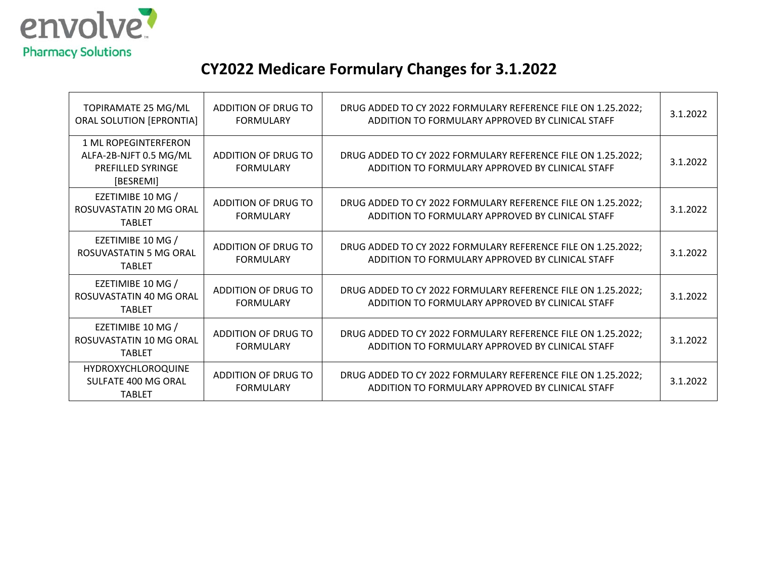envolve Pharmacy Solutions

# CY2022 Medicare Formulary Changes for 3.1.2022

| | | | |
|---|---|---|---|
| TOPIRAMATE 25 MG/ML ORAL SOLUTION [EPRONTIA] | ADDITION OF DRUG TO FORMULARY | DRUG ADDED TO CY 2022 FORMULARY REFERENCE FILE ON 1.25.2022; ADDITION TO FORMULARY APPROVED BY CLINICAL STAFF | 3.1.2022 |
| 1 ML ROPEGINTERFERON ALFA-2B-NJFT 0.5 MG/ML PREFILLED SYRINGE [BESREMI] | ADDITION OF DRUG TO FORMULARY | DRUG ADDED TO CY 2022 FORMULARY REFERENCE FILE ON 1.25.2022; ADDITION TO FORMULARY APPROVED BY CLINICAL STAFF | 3.1.2022 |
| EZETIMIBE 10 MG / ROSUVASTATIN 20 MG ORAL TABLET | ADDITION OF DRUG TO FORMULARY | DRUG ADDED TO CY 2022 FORMULARY REFERENCE FILE ON 1.25.2022; ADDITION TO FORMULARY APPROVED BY CLINICAL STAFF | 3.1.2022 |
| EZETIMIBE 10 MG / ROSUVASTATIN 5 MG ORAL TABLET | ADDITION OF DRUG TO FORMULARY | DRUG ADDED TO CY 2022 FORMULARY REFERENCE FILE ON 1.25.2022; ADDITION TO FORMULARY APPROVED BY CLINICAL STAFF | 3.1.2022 |
| EZETIMIBE 10 MG / ROSUVASTATIN 40 MG ORAL TABLET | ADDITION OF DRUG TO FORMULARY | DRUG ADDED TO CY 2022 FORMULARY REFERENCE FILE ON 1.25.2022; ADDITION TO FORMULARY APPROVED BY CLINICAL STAFF | 3.1.2022 |
| EZETIMIBE 10 MG / ROSUVASTATIN 10 MG ORAL TABLET | ADDITION OF DRUG TO FORMULARY | DRUG ADDED TO CY 2022 FORMULARY REFERENCE FILE ON 1.25.2022; ADDITION TO FORMULARY APPROVED BY CLINICAL STAFF | 3.1.2022 |
| HYDROXYCHLOROQUINE SULFATE 400 MG ORAL TABLET | ADDITION OF DRUG TO FORMULARY | DRUG ADDED TO CY 2022 FORMULARY REFERENCE FILE ON 1.25.2022; ADDITION TO FORMULARY APPROVED BY CLINICAL STAFF | 3.1.2022 |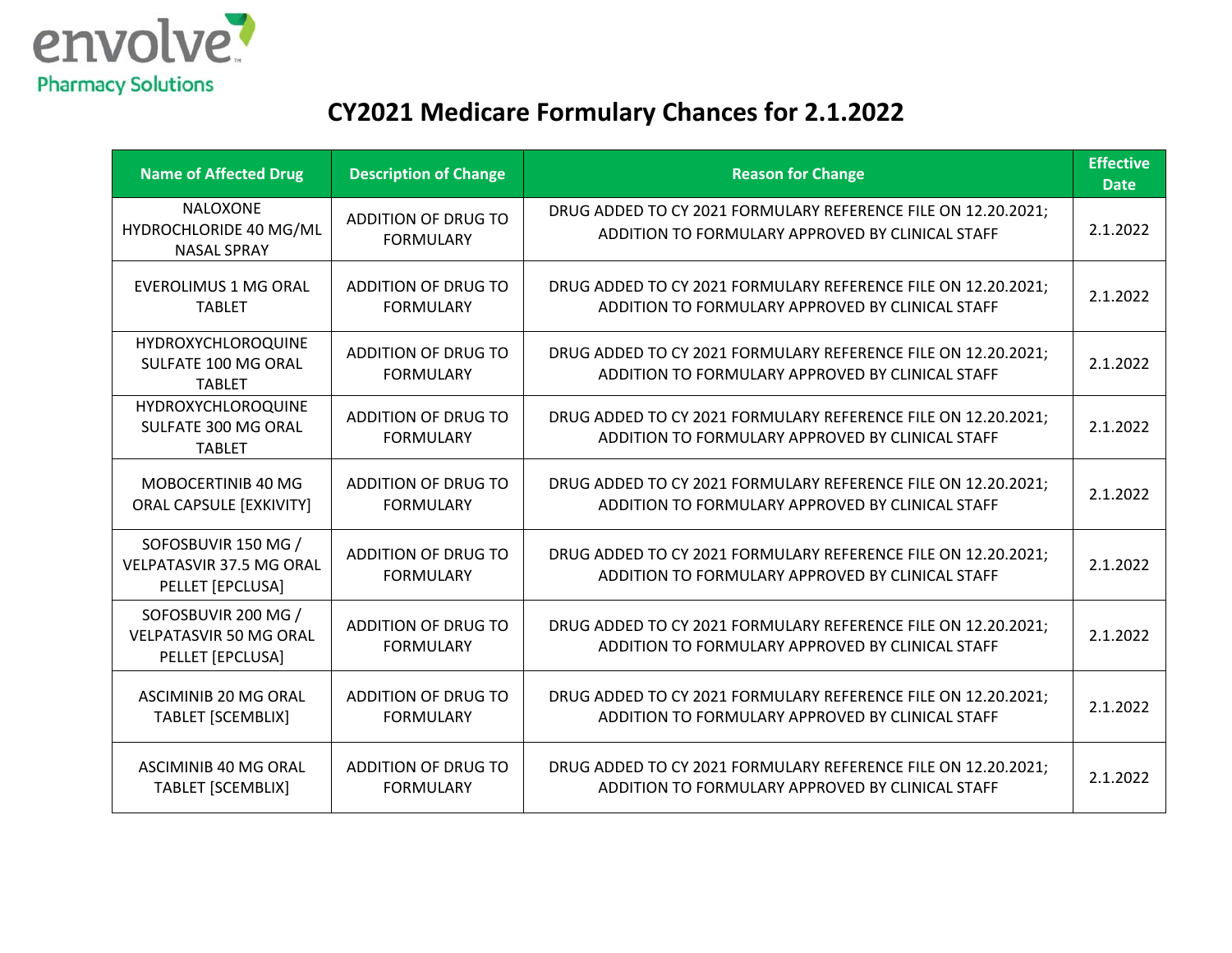envolve
Pharmacy Solutions

# CY2021 Medicare Formulary Chances for 2.1.2022

| Name of Affected Drug | Description of Change | Reason for Change | Effective Date |
|---|---|---|---|
| NALOXONE HYDROCHLORIDE 40 MG/ML NASAL SPRAY | ADDITION OF DRUG TO FORMULARY | DRUG ADDED TO CY 2021 FORMULARY REFERENCE FILE ON 12.20.2021; ADDITION TO FORMULARY APPROVED BY CLINICAL STAFF | 2.1.2022 |
| EVEROLIMUS 1 MG ORAL TABLET | ADDITION OF DRUG TO FORMULARY | DRUG ADDED TO CY 2021 FORMULARY REFERENCE FILE ON 12.20.2021; ADDITION TO FORMULARY APPROVED BY CLINICAL STAFF | 2.1.2022 |
| HYDROXYCHLOROQUINE SULFATE 100 MG ORAL TABLET | ADDITION OF DRUG TO FORMULARY | DRUG ADDED TO CY 2021 FORMULARY REFERENCE FILE ON 12.20.2021; ADDITION TO FORMULARY APPROVED BY CLINICAL STAFF | 2.1.2022 |
| HYDROXYCHLOROQUINE SULFATE 300 MG ORAL TABLET | ADDITION OF DRUG TO FORMULARY | DRUG ADDED TO CY 2021 FORMULARY REFERENCE FILE ON 12.20.2021; ADDITION TO FORMULARY APPROVED BY CLINICAL STAFF | 2.1.2022 |
| MOBOCERTINIB 40 MG ORAL CAPSULE [EXKIVITY] | ADDITION OF DRUG TO FORMULARY | DRUG ADDED TO CY 2021 FORMULARY REFERENCE FILE ON 12.20.2021; ADDITION TO FORMULARY APPROVED BY CLINICAL STAFF | 2.1.2022 |
| SOFOSBUVIR 150 MG / VELPATASVIR 37.5 MG ORAL PELLET [EPCLUSA] | ADDITION OF DRUG TO FORMULARY | DRUG ADDED TO CY 2021 FORMULARY REFERENCE FILE ON 12.20.2021; ADDITION TO FORMULARY APPROVED BY CLINICAL STAFF | 2.1.2022 |
| SOFOSBUVIR 200 MG / VELPATASVIR 50 MG ORAL PELLET [EPCLUSA] | ADDITION OF DRUG TO FORMULARY | DRUG ADDED TO CY 2021 FORMULARY REFERENCE FILE ON 12.20.2021; ADDITION TO FORMULARY APPROVED BY CLINICAL STAFF | 2.1.2022 |
| ASCIMINIB 20 MG ORAL TABLET [SCEMBLIX] | ADDITION OF DRUG TO FORMULARY | DRUG ADDED TO CY 2021 FORMULARY REFERENCE FILE ON 12.20.2021; ADDITION TO FORMULARY APPROVED BY CLINICAL STAFF | 2.1.2022 |
| ASCIMINIB 40 MG ORAL TABLET [SCEMBLIX] | ADDITION OF DRUG TO FORMULARY | DRUG ADDED TO CY 2021 FORMULARY REFERENCE FILE ON 12.20.2021; ADDITION TO FORMULARY APPROVED BY CLINICAL STAFF | 2.1.2022 |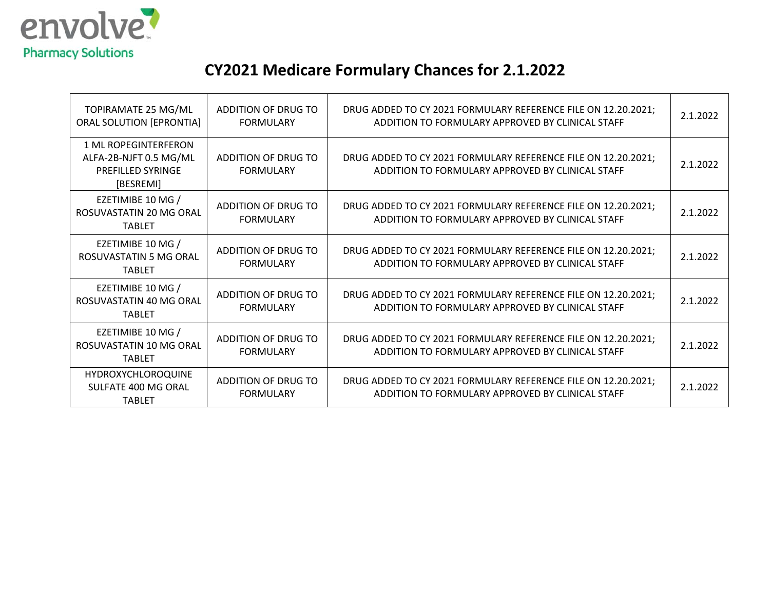envolve

Pharmacy Solutions

# CY2021 Medicare Formulary Chances for 2.1.2022

| | | | |
|---|---|---|---|
| TOPIRAMATE 25 MG/ML ORAL SOLUTION [EPRONTIA] | ADDITION OF DRUG TO FORMULARY | DRUG ADDED TO CY 2021 FORMULARY REFERENCE FILE ON 12.20.2021; ADDITION TO FORMULARY APPROVED BY CLINICAL STAFF | 2.1.2022 |
| 1 ML ROPEGINTERFERON ALFA-2B-NJFT 0.5 MG/ML PREFILLED SYRINGE [BESREMI] | ADDITION OF DRUG TO FORMULARY | DRUG ADDED TO CY 2021 FORMULARY REFERENCE FILE ON 12.20.2021; ADDITION TO FORMULARY APPROVED BY CLINICAL STAFF | 2.1.2022 |
| EZETIMIBE 10 MG / ROSUVASTATIN 20 MG ORAL TABLET | ADDITION OF DRUG TO FORMULARY | DRUG ADDED TO CY 2021 FORMULARY REFERENCE FILE ON 12.20.2021; ADDITION TO FORMULARY APPROVED BY CLINICAL STAFF | 2.1.2022 |
| EZETIMIBE 10 MG / ROSUVASTATIN 5 MG ORAL TABLET | ADDITION OF DRUG TO FORMULARY | DRUG ADDED TO CY 2021 FORMULARY REFERENCE FILE ON 12.20.2021; ADDITION TO FORMULARY APPROVED BY CLINICAL STAFF | 2.1.2022 |
| EZETIMIBE 10 MG / ROSUVASTATIN 40 MG ORAL TABLET | ADDITION OF DRUG TO FORMULARY | DRUG ADDED TO CY 2021 FORMULARY REFERENCE FILE ON 12.20.2021; ADDITION TO FORMULARY APPROVED BY CLINICAL STAFF | 2.1.2022 |
| EZETIMIBE 10 MG / ROSUVASTATIN 10 MG ORAL TABLET | ADDITION OF DRUG TO FORMULARY | DRUG ADDED TO CY 2021 FORMULARY REFERENCE FILE ON 12.20.2021; ADDITION TO FORMULARY APPROVED BY CLINICAL STAFF | 2.1.2022 |
| HYDROXYCHLOROQUINE SULFATE 400 MG ORAL TABLET | ADDITION OF DRUG TO FORMULARY | DRUG ADDED TO CY 2021 FORMULARY REFERENCE FILE ON 12.20.2021; ADDITION TO FORMULARY APPROVED BY CLINICAL STAFF | 2.1.2022 |